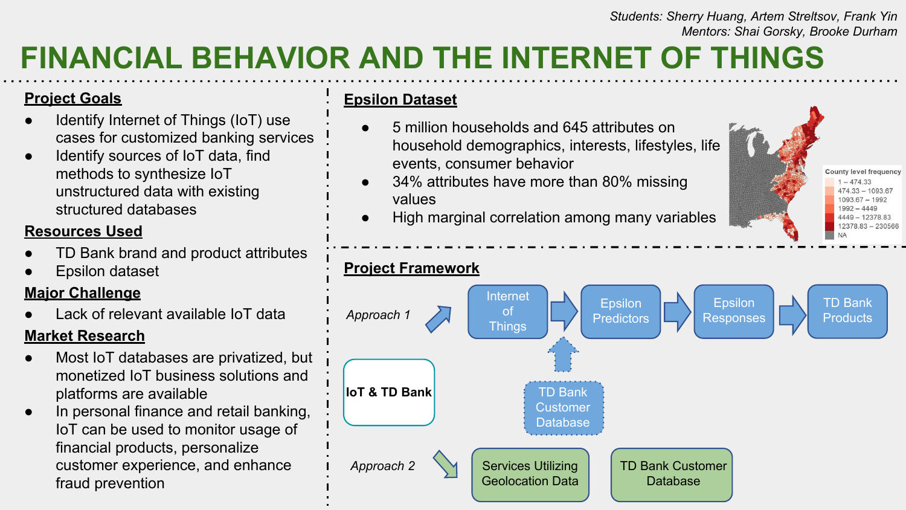*Students: Sherry Huang, Artem Streltsov, Frank Yin*
*Mentors: Shai Gorsky, Brooke Durham*

# FINANCIAL BEHAVIOR AND THE INTERNET OF THINGS

## Project Goals

- Identify Internet of Things (IoT) use cases for customized banking services
- Identify sources of IoT data, find methods to synthesize IoT unstructured data with existing structured databases

## Resources Used

- TD Bank brand and product attributes
- Epsilon dataset

## Major Challenge

- Lack of relevant available IoT data

## Market Research

- Most IoT databases are privatized, but monetized IoT business solutions and platforms are available
- In personal finance and retail banking, IoT can be used to monitor usage of financial products, personalize customer experience, and enhance fraud prevention

## Epsilon Dataset

- 5 million households and 645 attributes on household demographics, interests, lifestyles, life events, consumer behavior
- 34% attributes have more than 80% missing values
- High marginal correlation among many variables

County level frequency

- 1 – 474.33
- 474.33 – 1093.67
- 1093.67 – 1992
- 1992 – 4449
- 4449 – 12378.83
- 12378.83 – 230566
- NA

## Project Framework

IoT & TD Bank

*Approach 1*: Internet of Things → Epsilon Predictors → Epsilon Responses → TD Bank Products

TD Bank Customer Database → Epsilon Predictors

*Approach 2*: Services Utilizing Geolocation Data; TD Bank Customer Database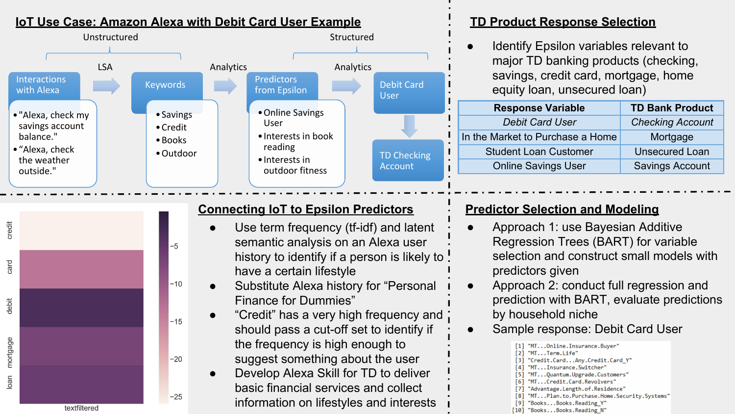## IoT Use Case: Amazon Alexa with Debit Card User Example

Unstructured

Structured

LSA

Analytics

Analytics

Interactions with Alexa
- "Alexa, check my savings account balance."
- "Alexa, check the weather outside."

Keywords
- Savings
- Credit
- Books
- Outdoor

Predictors from Epsilon
- Online Savings User
- Interests in book reading
- Interests in outdoor fitness

Debit Card User

TD Checking Account

## TD Product Response Selection

- Identify Epsilon variables relevant to major TD banking products (checking, savings, credit card, mortgage, home equity loan, unsecured loan)

| Response Variable | TD Bank Product |
|---|---|
| *Debit Card User* | *Checking Account* |
| In the Market to Purchase a Home | Mortgage |
| Student Loan Customer | Unsecured Loan |
| Online Savings User | Savings Account |

credit

card

debit

mortgage

loan

textfiltered

-5

-10

-15

-20

-25

## Connecting IoT to Epsilon Predictors

- Use term frequency (tf-idf) and latent semantic analysis on an Alexa user history to identify if a person is likely to have a certain lifestyle
- Substitute Alexa history for “Personal Finance for Dummies”
- “Credit” has a very high frequency and should pass a cut-off set to identify if the frequency is high enough to suggest something about the user
- Develop Alexa Skill for TD to deliver basic financial services and collect information on lifestyles and interests

## Predictor Selection and Modeling

- Approach 1: use Bayesian Additive Regression Trees (BART) for variable selection and construct small models with predictors given
- Approach 2: conduct full regression and prediction with BART, evaluate predictions by household niche
- Sample response: Debit Card User

```
 [1] "MT...Online.Insurance.Buyer"
 [2] "MT...Term.Life"
 [3] "Credit.Card...Any.Credit.Card_Y"
 [4] "MT...Insurance.Switcher"
 [5] "MT...Quantum.Upgrade.Customers"
 [6] "MT...Credit.Card.Revolvers"
 [7] "Advantage.Length.of.Residence"
 [8] "MT...Plan.to.Purchase.Home.Security.Systems"
 [9] "Books...Books.Reading_Y"
[10] "Books...Books.Reading_N"
```